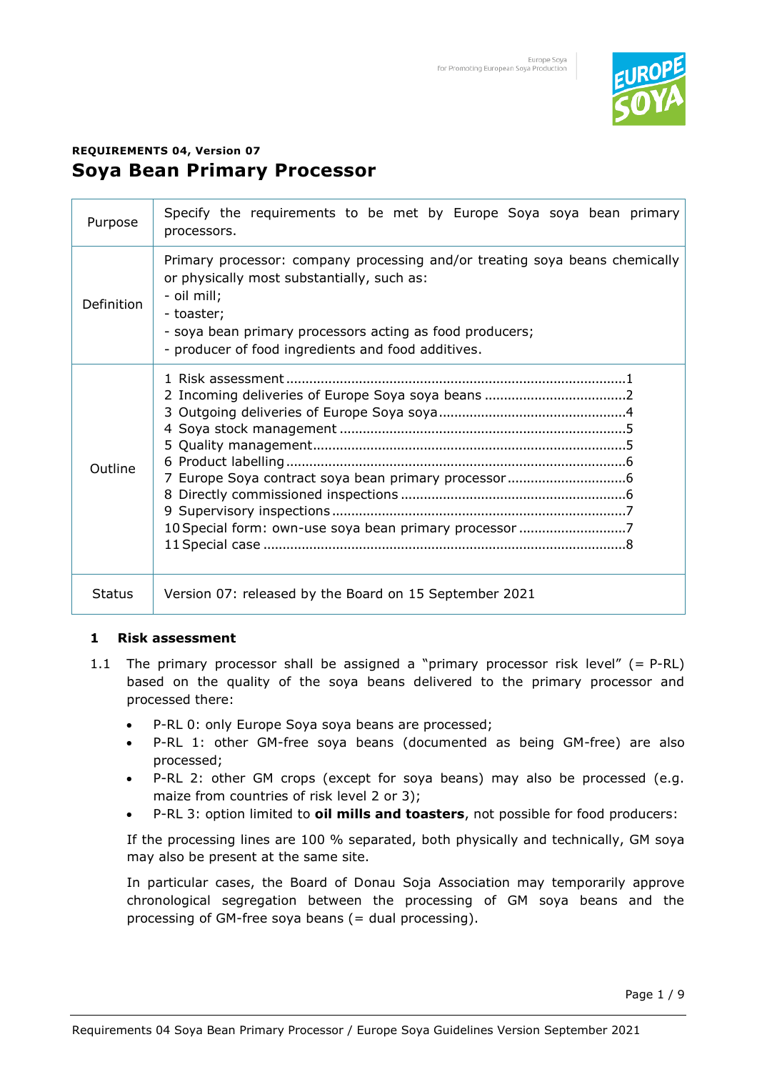**REQUIREMENTS 04, Version 07**

# Soya Bean Primary Processor

| | |
|---|---|
| Purpose | Specify the requirements to be met by Europe Soya soya bean primary processors. |
| Definition | Primary processor: company processing and/or treating soya beans chemically or physically most substantially, such as:<br>- oil mill;<br>- toaster;<br>- soya bean primary processors acting as food producers;<br>- producer of food ingredients and food additives. |
| Outline | 1 Risk assessment ....1<br>2 Incoming deliveries of Europe Soya soya beans ....2<br>3 Outgoing deliveries of Europe Soya soya ....4<br>4 Soya stock management ....5<br>5 Quality management ....5<br>6 Product labelling ....6<br>7 Europe Soya contract soya bean primary processor ....6<br>8 Directly commissioned inspections ....6<br>9 Supervisory inspections ....7<br>10 Special form: own-use soya bean primary processor ....7<br>11 Special case ....8 |
| Status | Version 07: released by the Board on 15 September 2021 |

## 1 Risk assessment

1.1 The primary processor shall be assigned a “primary processor risk level” (= P-RL) based on the quality of the soya beans delivered to the primary processor and processed there:

- P-RL 0: only Europe Soya soya beans are processed;
- P-RL 1: other GM-free soya beans (documented as being GM-free) are also processed;
- P-RL 2: other GM crops (except for soya beans) may also be processed (e.g. maize from countries of risk level 2 or 3);
- P-RL 3: option limited to **oil mills and toasters**, not possible for food producers:

If the processing lines are 100 % separated, both physically and technically, GM soya may also be present at the same site.

In particular cases, the Board of Donau Soja Association may temporarily approve chronological segregation between the processing of GM soya beans and the processing of GM-free soya beans (= dual processing).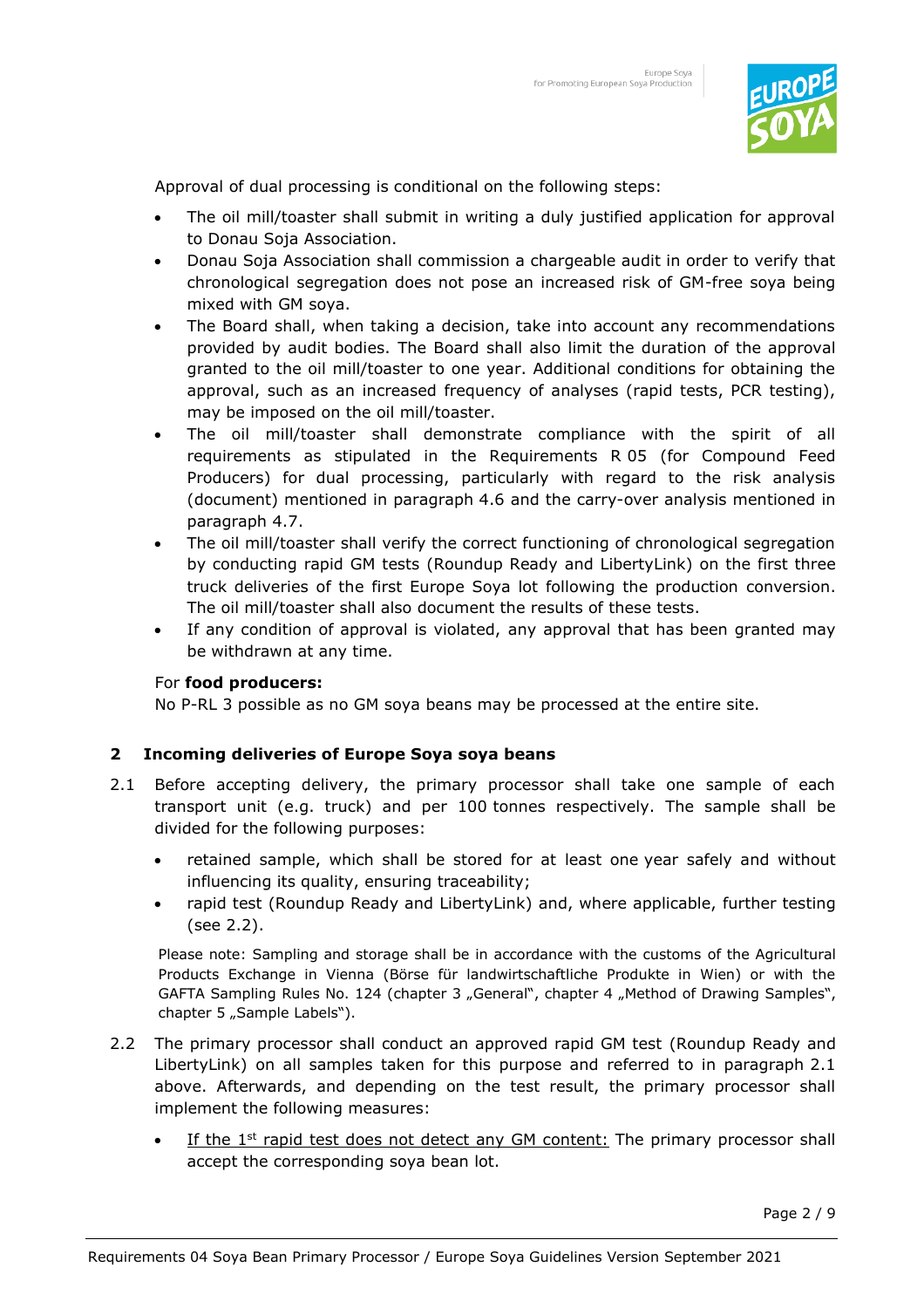Approval of dual processing is conditional on the following steps:

- The oil mill/toaster shall submit in writing a duly justified application for approval to Donau Soja Association.
- Donau Soja Association shall commission a chargeable audit in order to verify that chronological segregation does not pose an increased risk of GM-free soya being mixed with GM soya.
- The Board shall, when taking a decision, take into account any recommendations provided by audit bodies. The Board shall also limit the duration of the approval granted to the oil mill/toaster to one year. Additional conditions for obtaining the approval, such as an increased frequency of analyses (rapid tests, PCR testing), may be imposed on the oil mill/toaster.
- The oil mill/toaster shall demonstrate compliance with the spirit of all requirements as stipulated in the Requirements R 05 (for Compound Feed Producers) for dual processing, particularly with regard to the risk analysis (document) mentioned in paragraph 4.6 and the carry-over analysis mentioned in paragraph 4.7.
- The oil mill/toaster shall verify the correct functioning of chronological segregation by conducting rapid GM tests (Roundup Ready and LibertyLink) on the first three truck deliveries of the first Europe Soya lot following the production conversion. The oil mill/toaster shall also document the results of these tests.
- If any condition of approval is violated, any approval that has been granted may be withdrawn at any time.

For **food producers:**
No P-RL 3 possible as no GM soya beans may be processed at the entire site.

## 2 Incoming deliveries of Europe Soya soya beans

2.1 Before accepting delivery, the primary processor shall take one sample of each transport unit (e.g. truck) and per 100 tonnes respectively. The sample shall be divided for the following purposes:

- retained sample, which shall be stored for at least one year safely and without influencing its quality, ensuring traceability;
- rapid test (Roundup Ready and LibertyLink) and, where applicable, further testing (see 2.2).

Please note: Sampling and storage shall be in accordance with the customs of the Agricultural Products Exchange in Vienna (Börse für landwirtschaftliche Produkte in Wien) or with the GAFTA Sampling Rules No. 124 (chapter 3 „General", chapter 4 „Method of Drawing Samples", chapter 5 „Sample Labels").

2.2 The primary processor shall conduct an approved rapid GM test (Roundup Ready and LibertyLink) on all samples taken for this purpose and referred to in paragraph 2.1 above. Afterwards, and depending on the test result, the primary processor shall implement the following measures:

- If the 1st rapid test does not detect any GM content: The primary processor shall accept the corresponding soya bean lot.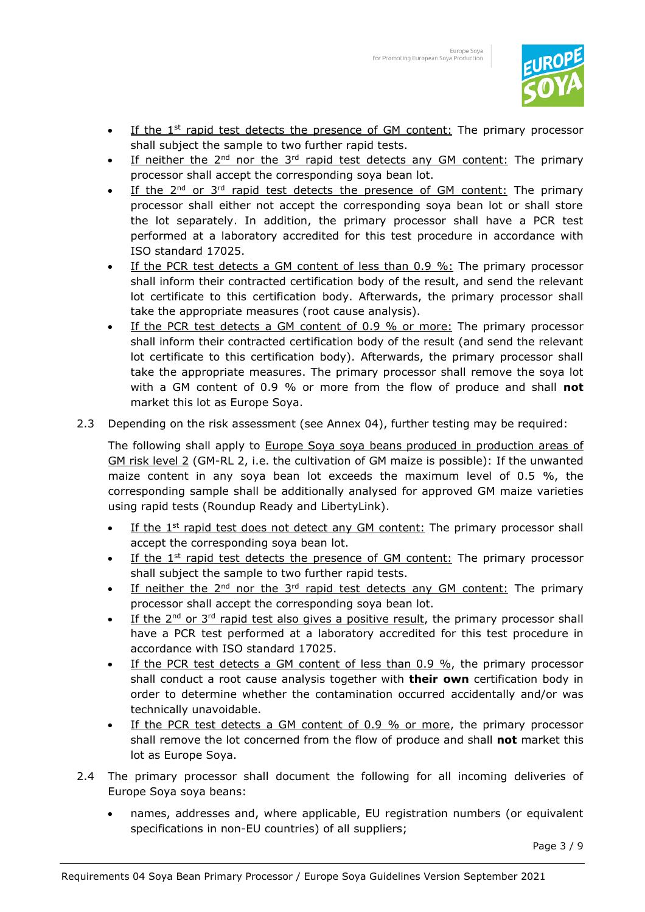- If the 1st rapid test detects the presence of GM content: The primary processor shall subject the sample to two further rapid tests.
- If neither the 2nd nor the 3rd rapid test detects any GM content: The primary processor shall accept the corresponding soya bean lot.
- If the 2nd or 3rd rapid test detects the presence of GM content: The primary processor shall either not accept the corresponding soya bean lot or shall store the lot separately. In addition, the primary processor shall have a PCR test performed at a laboratory accredited for this test procedure in accordance with ISO standard 17025.
- If the PCR test detects a GM content of less than 0.9 %: The primary processor shall inform their contracted certification body of the result, and send the relevant lot certificate to this certification body. Afterwards, the primary processor shall take the appropriate measures (root cause analysis).
- If the PCR test detects a GM content of 0.9 % or more: The primary processor shall inform their contracted certification body of the result (and send the relevant lot certificate to this certification body). Afterwards, the primary processor shall take the appropriate measures. The primary processor shall remove the soya lot with a GM content of 0.9 % or more from the flow of produce and shall **not** market this lot as Europe Soya.

2.3 Depending on the risk assessment (see Annex 04), further testing may be required:

The following shall apply to Europe Soya soya beans produced in production areas of GM risk level 2 (GM-RL 2, i.e. the cultivation of GM maize is possible): If the unwanted maize content in any soya bean lot exceeds the maximum level of 0.5 %, the corresponding sample shall be additionally analysed for approved GM maize varieties using rapid tests (Roundup Ready and LibertyLink).

- If the 1st rapid test does not detect any GM content: The primary processor shall accept the corresponding soya bean lot.
- If the 1st rapid test detects the presence of GM content: The primary processor shall subject the sample to two further rapid tests.
- If neither the 2nd nor the 3rd rapid test detects any GM content: The primary processor shall accept the corresponding soya bean lot.
- If the 2nd or 3rd rapid test also gives a positive result, the primary processor shall have a PCR test performed at a laboratory accredited for this test procedure in accordance with ISO standard 17025.
- If the PCR test detects a GM content of less than 0.9 %, the primary processor shall conduct a root cause analysis together with **their own** certification body in order to determine whether the contamination occurred accidentally and/or was technically unavoidable.
- If the PCR test detects a GM content of 0.9 % or more, the primary processor shall remove the lot concerned from the flow of produce and shall **not** market this lot as Europe Soya.

2.4 The primary processor shall document the following for all incoming deliveries of Europe Soya soya beans:

- names, addresses and, where applicable, EU registration numbers (or equivalent specifications in non-EU countries) of all suppliers;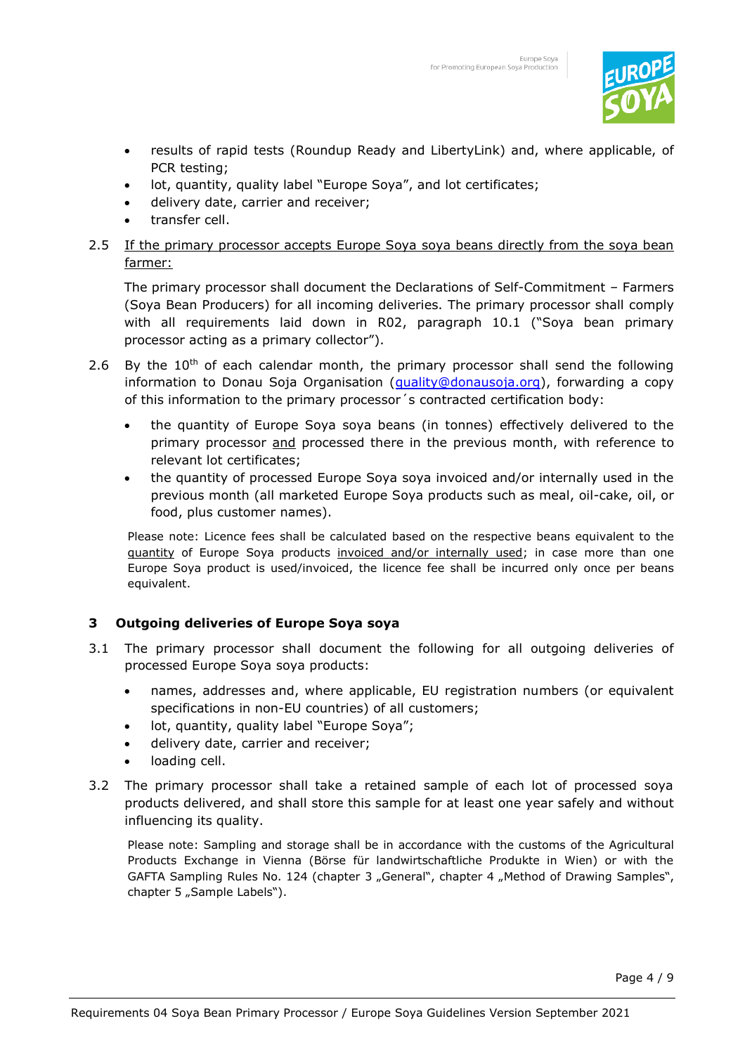- results of rapid tests (Roundup Ready and LibertyLink) and, where applicable, of PCR testing;
- lot, quantity, quality label "Europe Soya", and lot certificates;
- delivery date, carrier and receiver;
- transfer cell.

2.5 If the primary processor accepts Europe Soya soya beans directly from the soya bean farmer:

The primary processor shall document the Declarations of Self-Commitment – Farmers (Soya Bean Producers) for all incoming deliveries. The primary processor shall comply with all requirements laid down in R02, paragraph 10.1 ("Soya bean primary processor acting as a primary collector").

2.6 By the 10th of each calendar month, the primary processor shall send the following information to Donau Soja Organisation (quality@donausoja.org), forwarding a copy of this information to the primary processor´s contracted certification body:

- the quantity of Europe Soya soya beans (in tonnes) effectively delivered to the primary processor and processed there in the previous month, with reference to relevant lot certificates;
- the quantity of processed Europe Soya soya invoiced and/or internally used in the previous month (all marketed Europe Soya products such as meal, oil-cake, oil, or food, plus customer names).

Please note: Licence fees shall be calculated based on the respective beans equivalent to the quantity of Europe Soya products invoiced and/or internally used; in case more than one Europe Soya product is used/invoiced, the licence fee shall be incurred only once per beans equivalent.

## 3 Outgoing deliveries of Europe Soya soya

3.1 The primary processor shall document the following for all outgoing deliveries of processed Europe Soya soya products:

- names, addresses and, where applicable, EU registration numbers (or equivalent specifications in non-EU countries) of all customers;
- lot, quantity, quality label "Europe Soya";
- delivery date, carrier and receiver;
- loading cell.

3.2 The primary processor shall take a retained sample of each lot of processed soya products delivered, and shall store this sample for at least one year safely and without influencing its quality.

Please note: Sampling and storage shall be in accordance with the customs of the Agricultural Products Exchange in Vienna (Börse für landwirtschaftliche Produkte in Wien) or with the GAFTA Sampling Rules No. 124 (chapter 3 „General", chapter 4 „Method of Drawing Samples", chapter 5 „Sample Labels").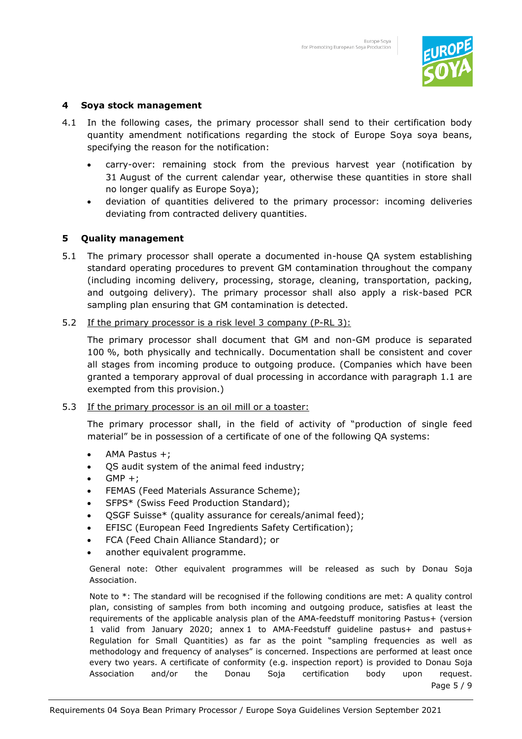## 4 Soya stock management

4.1 In the following cases, the primary processor shall send to their certification body quantity amendment notifications regarding the stock of Europe Soya soya beans, specifying the reason for the notification:

- carry-over: remaining stock from the previous harvest year (notification by 31 August of the current calendar year, otherwise these quantities in store shall no longer qualify as Europe Soya);
- deviation of quantities delivered to the primary processor: incoming deliveries deviating from contracted delivery quantities.

## 5 Quality management

5.1 The primary processor shall operate a documented in-house QA system establishing standard operating procedures to prevent GM contamination throughout the company (including incoming delivery, processing, storage, cleaning, transportation, packing, and outgoing delivery). The primary processor shall also apply a risk-based PCR sampling plan ensuring that GM contamination is detected.

5.2 If the primary processor is a risk level 3 company (P-RL 3):

The primary processor shall document that GM and non-GM produce is separated 100 %, both physically and technically. Documentation shall be consistent and cover all stages from incoming produce to outgoing produce. (Companies which have been granted a temporary approval of dual processing in accordance with paragraph 1.1 are exempted from this provision.)

5.3 If the primary processor is an oil mill or a toaster:

The primary processor shall, in the field of activity of "production of single feed material" be in possession of a certificate of one of the following QA systems:

- AMA Pastus +;
- QS audit system of the animal feed industry;
- GMP +;
- FEMAS (Feed Materials Assurance Scheme);
- SFPS* (Swiss Feed Production Standard);
- QSGF Suisse* (quality assurance for cereals/animal feed);
- EFISC (European Feed Ingredients Safety Certification);
- FCA (Feed Chain Alliance Standard); or
- another equivalent programme.

General note: Other equivalent programmes will be released as such by Donau Soja Association.

Note to *: The standard will be recognised if the following conditions are met: A quality control plan, consisting of samples from both incoming and outgoing produce, satisfies at least the requirements of the applicable analysis plan of the AMA-feedstuff monitoring Pastus+ (version 1 valid from January 2020; annex 1 to AMA-Feedstuff guideline pastus+ and pastus+ Regulation for Small Quantities) as far as the point "sampling frequencies as well as methodology and frequency of analyses" is concerned. Inspections are performed at least once every two years. A certificate of conformity (e.g. inspection report) is provided to Donau Soja Association and/or the Donau Soja certification body upon request.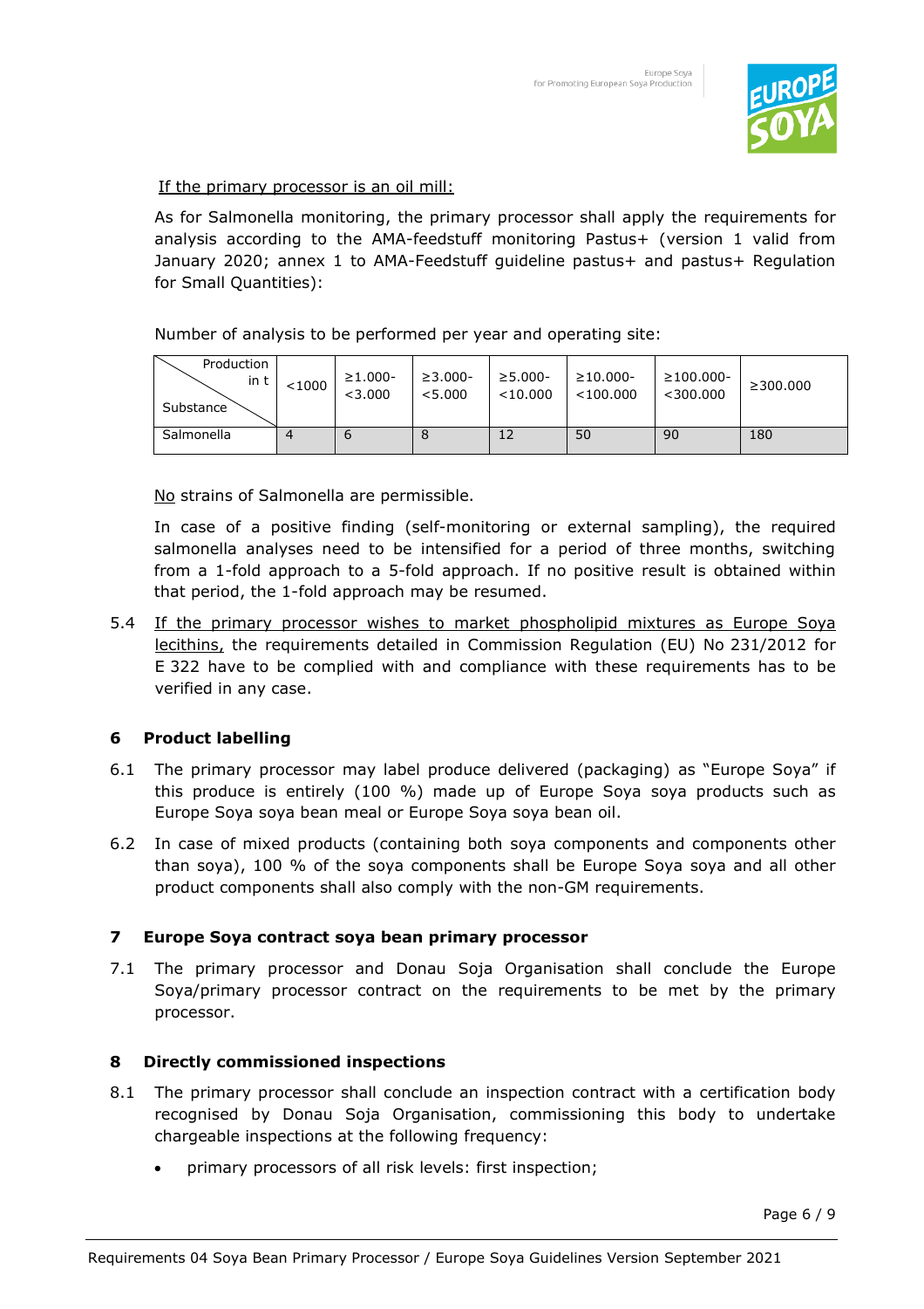If the primary processor is an oil mill:

As for Salmonella monitoring, the primary processor shall apply the requirements for analysis according to the AMA-feedstuff monitoring Pastus+ (version 1 valid from January 2020; annex 1 to AMA-Feedstuff guideline pastus+ and pastus+ Regulation for Small Quantities):

Number of analysis to be performed per year and operating site:

| Production in t / Substance | <1000 | ≥1.000-<3.000 | ≥3.000-<5.000 | ≥5.000-<10.000 | ≥10.000-<100.000 | ≥100.000-<300.000 | ≥300.000 |
|---|---|---|---|---|---|---|---|
| Salmonella | 4 | 6 | 8 | 12 | 50 | 90 | 180 |

No strains of Salmonella are permissible.

In case of a positive finding (self-monitoring or external sampling), the required salmonella analyses need to be intensified for a period of three months, switching from a 1-fold approach to a 5-fold approach. If no positive result is obtained within that period, the 1-fold approach may be resumed.

5.4 If the primary processor wishes to market phospholipid mixtures as Europe Soya lecithins, the requirements detailed in Commission Regulation (EU) No 231/2012 for E 322 have to be complied with and compliance with these requirements has to be verified in any case.

## 6 Product labelling

6.1 The primary processor may label produce delivered (packaging) as "Europe Soya" if this produce is entirely (100 %) made up of Europe Soya soya products such as Europe Soya soya bean meal or Europe Soya soya bean oil.

6.2 In case of mixed products (containing both soya components and components other than soya), 100 % of the soya components shall be Europe Soya soya and all other product components shall also comply with the non-GM requirements.

## 7 Europe Soya contract soya bean primary processor

7.1 The primary processor and Donau Soja Organisation shall conclude the Europe Soya/primary processor contract on the requirements to be met by the primary processor.

## 8 Directly commissioned inspections

8.1 The primary processor shall conclude an inspection contract with a certification body recognised by Donau Soja Organisation, commissioning this body to undertake chargeable inspections at the following frequency:

- primary processors of all risk levels: first inspection;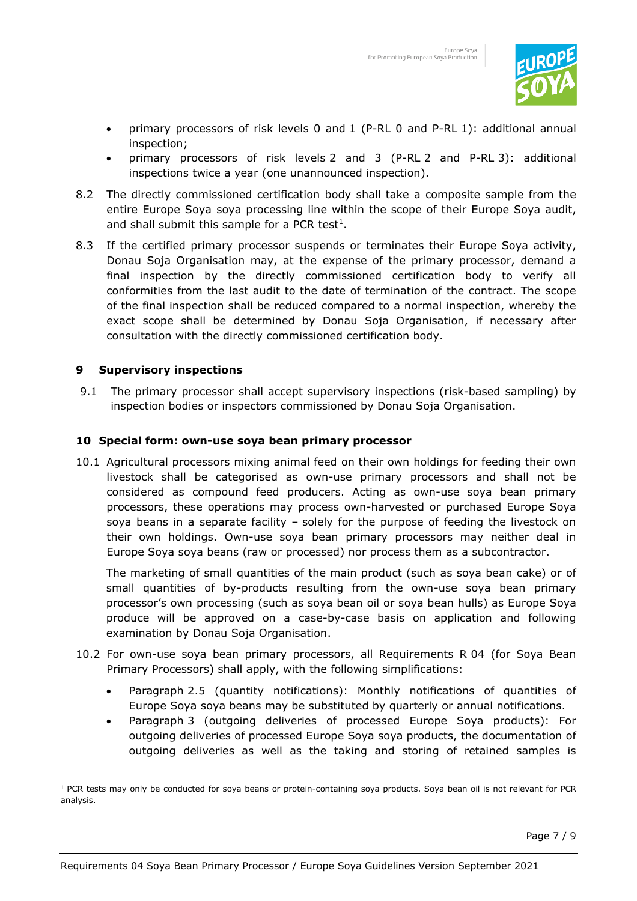- primary processors of risk levels 0 and 1 (P-RL 0 and P-RL 1): additional annual inspection;
- primary processors of risk levels 2 and 3 (P-RL 2 and P-RL 3): additional inspections twice a year (one unannounced inspection).

8.2 The directly commissioned certification body shall take a composite sample from the entire Europe Soya soya processing line within the scope of their Europe Soya audit, and shall submit this sample for a PCR test[1].

8.3 If the certified primary processor suspends or terminates their Europe Soya activity, Donau Soja Organisation may, at the expense of the primary processor, demand a final inspection by the directly commissioned certification body to verify all conformities from the last audit to the date of termination of the contract. The scope of the final inspection shall be reduced compared to a normal inspection, whereby the exact scope shall be determined by Donau Soja Organisation, if necessary after consultation with the directly commissioned certification body.

## 9 Supervisory inspections

9.1 The primary processor shall accept supervisory inspections (risk-based sampling) by inspection bodies or inspectors commissioned by Donau Soja Organisation.

## 10 Special form: own-use soya bean primary processor

10.1 Agricultural processors mixing animal feed on their own holdings for feeding their own livestock shall be categorised as own-use primary processors and shall not be considered as compound feed producers. Acting as own-use soya bean primary processors, these operations may process own-harvested or purchased Europe Soya soya beans in a separate facility – solely for the purpose of feeding the livestock on their own holdings. Own-use soya bean primary processors may neither deal in Europe Soya soya beans (raw or processed) nor process them as a subcontractor.

The marketing of small quantities of the main product (such as soya bean cake) or of small quantities of by-products resulting from the own-use soya bean primary processor's own processing (such as soya bean oil or soya bean hulls) as Europe Soya produce will be approved on a case-by-case basis on application and following examination by Donau Soja Organisation.

10.2 For own-use soya bean primary processors, all Requirements R 04 (for Soya Bean Primary Processors) shall apply, with the following simplifications:

- Paragraph 2.5 (quantity notifications): Monthly notifications of quantities of Europe Soya soya beans may be substituted by quarterly or annual notifications.
- Paragraph 3 (outgoing deliveries of processed Europe Soya products): For outgoing deliveries of processed Europe Soya soya products, the documentation of outgoing deliveries as well as the taking and storing of retained samples is

[1] PCR tests may only be conducted for soya beans or protein-containing soya products. Soya bean oil is not relevant for PCR analysis.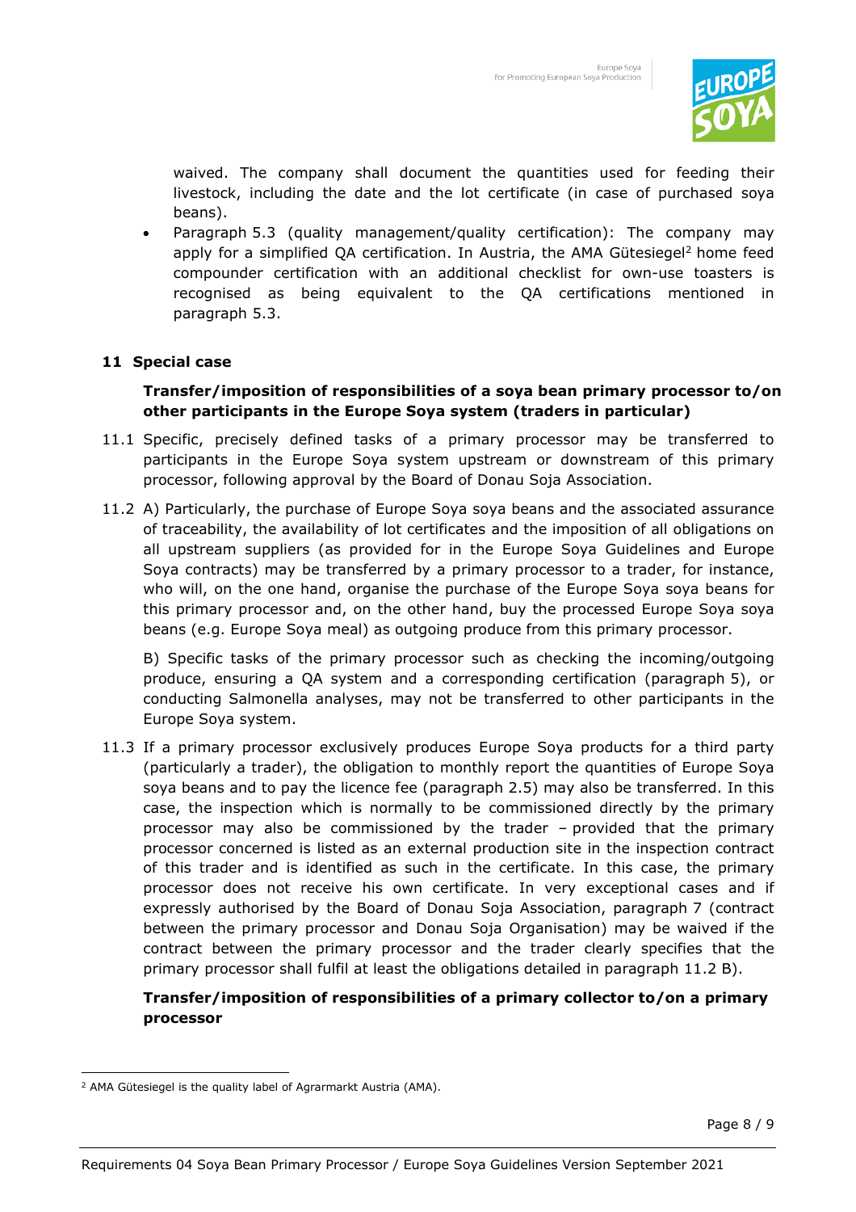waived. The company shall document the quantities used for feeding their livestock, including the date and the lot certificate (in case of purchased soya beans).

- Paragraph 5.3 (quality management/quality certification): The company may apply for a simplified QA certification. In Austria, the AMA Gütesiegel[2] home feed compounder certification with an additional checklist for own-use toasters is recognised as being equivalent to the QA certifications mentioned in paragraph 5.3.

## 11 Special case

**Transfer/imposition of responsibilities of a soya bean primary processor to/on other participants in the Europe Soya system (traders in particular)**

11.1 Specific, precisely defined tasks of a primary processor may be transferred to participants in the Europe Soya system upstream or downstream of this primary processor, following approval by the Board of Donau Soja Association.

11.2 A) Particularly, the purchase of Europe Soya soya beans and the associated assurance of traceability, the availability of lot certificates and the imposition of all obligations on all upstream suppliers (as provided for in the Europe Soya Guidelines and Europe Soya contracts) may be transferred by a primary processor to a trader, for instance, who will, on the one hand, organise the purchase of the Europe Soya soya beans for this primary processor and, on the other hand, buy the processed Europe Soya soya beans (e.g. Europe Soya meal) as outgoing produce from this primary processor.

B) Specific tasks of the primary processor such as checking the incoming/outgoing produce, ensuring a QA system and a corresponding certification (paragraph 5), or conducting Salmonella analyses, may not be transferred to other participants in the Europe Soya system.

11.3 If a primary processor exclusively produces Europe Soya products for a third party (particularly a trader), the obligation to monthly report the quantities of Europe Soya soya beans and to pay the licence fee (paragraph 2.5) may also be transferred. In this case, the inspection which is normally to be commissioned directly by the primary processor may also be commissioned by the trader – provided that the primary processor concerned is listed as an external production site in the inspection contract of this trader and is identified as such in the certificate. In this case, the primary processor does not receive his own certificate. In very exceptional cases and if expressly authorised by the Board of Donau Soja Association, paragraph 7 (contract between the primary processor and Donau Soja Organisation) may be waived if the contract between the primary processor and the trader clearly specifies that the primary processor shall fulfil at least the obligations detailed in paragraph 11.2 B).

**Transfer/imposition of responsibilities of a primary collector to/on a primary processor**

[2] AMA Gütesiegel is the quality label of Agrarmarkt Austria (AMA).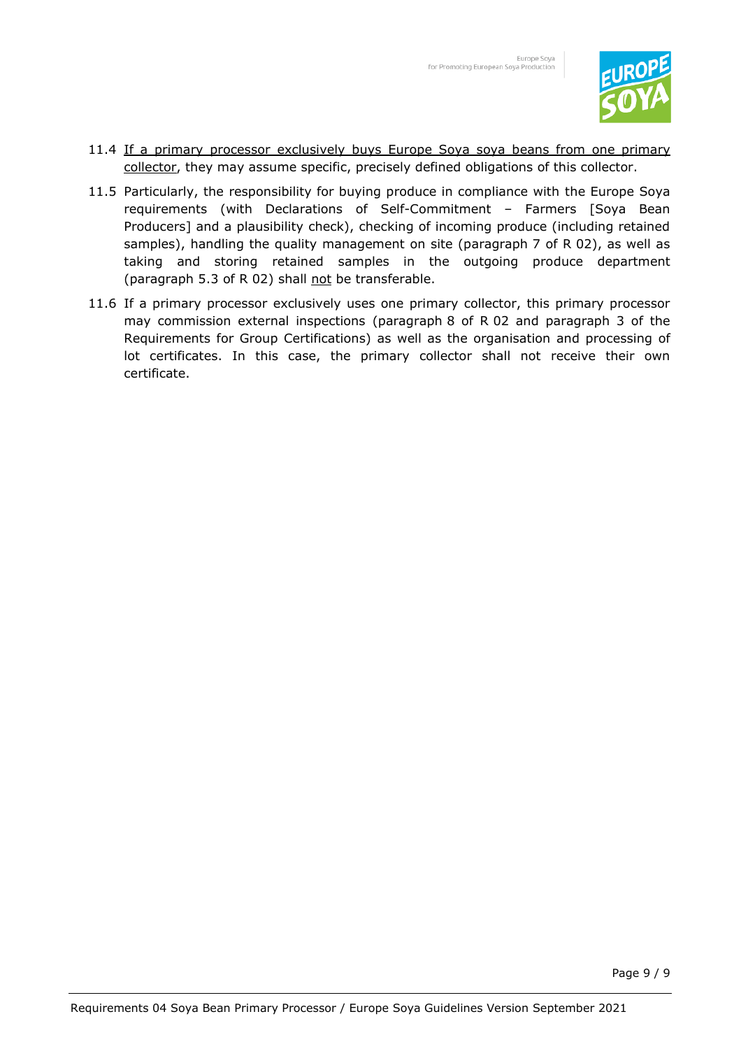11.4 <u>If a primary processor exclusively buys Europe Soya soya beans from one primary collector</u>, they may assume specific, precisely defined obligations of this collector.

11.5 Particularly, the responsibility for buying produce in compliance with the Europe Soya requirements (with Declarations of Self-Commitment – Farmers [Soya Bean Producers] and a plausibility check), checking of incoming produce (including retained samples), handling the quality management on site (paragraph 7 of R 02), as well as taking and storing retained samples in the outgoing produce department (paragraph 5.3 of R 02) shall <u>not</u> be transferable.

11.6 If a primary processor exclusively uses one primary collector, this primary processor may commission external inspections (paragraph 8 of R 02 and paragraph 3 of the Requirements for Group Certifications) as well as the organisation and processing of lot certificates. In this case, the primary collector shall not receive their own certificate.